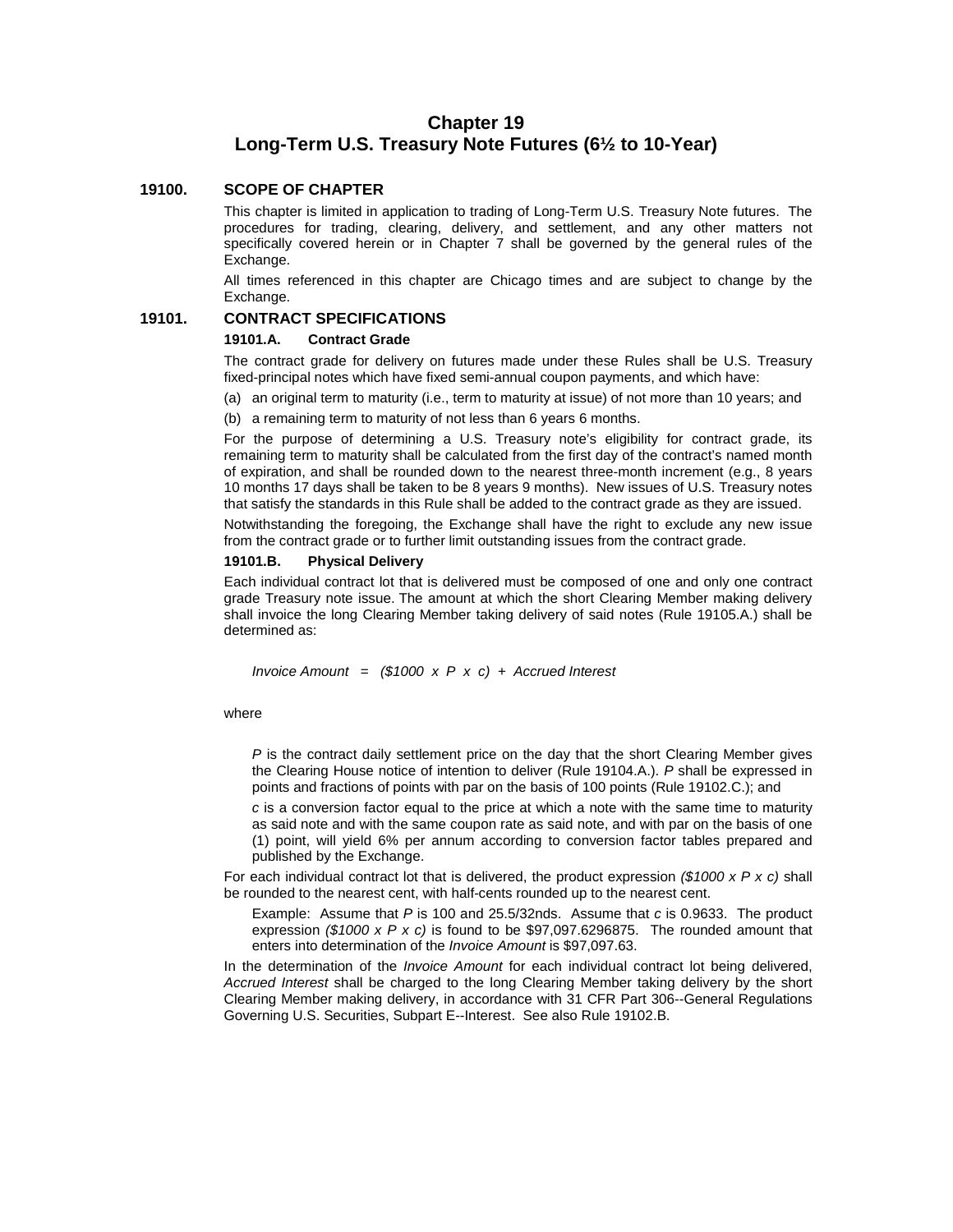# Chapter 19
# Long-Term U.S. Treasury Note Futures (6½ to 10-Year)

## 19100. SCOPE OF CHAPTER

This chapter is limited in application to trading of Long-Term U.S. Treasury Note futures. The procedures for trading, clearing, delivery, and settlement, and any other matters not specifically covered herein or in Chapter 7 shall be governed by the general rules of the Exchange.

All times referenced in this chapter are Chicago times and are subject to change by the Exchange.

## 19101. CONTRACT SPECIFICATIONS

### 19101.A. Contract Grade

The contract grade for delivery on futures made under these Rules shall be U.S. Treasury fixed-principal notes which have fixed semi-annual coupon payments, and which have:

(a) an original term to maturity (i.e., term to maturity at issue) of not more than 10 years; and

(b) a remaining term to maturity of not less than 6 years 6 months.

For the purpose of determining a U.S. Treasury note's eligibility for contract grade, its remaining term to maturity shall be calculated from the first day of the contract's named month of expiration, and shall be rounded down to the nearest three-month increment (e.g., 8 years 10 months 17 days shall be taken to be 8 years 9 months). New issues of U.S. Treasury notes that satisfy the standards in this Rule shall be added to the contract grade as they are issued.

Notwithstanding the foregoing, the Exchange shall have the right to exclude any new issue from the contract grade or to further limit outstanding issues from the contract grade.

### 19101.B. Physical Delivery

Each individual contract lot that is delivered must be composed of one and only one contract grade Treasury note issue. The amount at which the short Clearing Member making delivery shall invoice the long Clearing Member taking delivery of said notes (Rule 19105.A.) shall be determined as:

*Invoice Amount = ($1000 x P x c) + Accrued Interest*

where

*P* is the contract daily settlement price on the day that the short Clearing Member gives the Clearing House notice of intention to deliver (Rule 19104.A.). *P* shall be expressed in points and fractions of points with par on the basis of 100 points (Rule 19102.C.); and

*c* is a conversion factor equal to the price at which a note with the same time to maturity as said note and with the same coupon rate as said note, and with par on the basis of one (1) point, will yield 6% per annum according to conversion factor tables prepared and published by the Exchange.

For each individual contract lot that is delivered, the product expression *($1000 x P x c)* shall be rounded to the nearest cent, with half-cents rounded up to the nearest cent.

Example: Assume that *P* is 100 and 25.5/32nds. Assume that *c* is 0.9633. The product expression *($1000 x P x c)* is found to be $97,097.6296875. The rounded amount that enters into determination of the *Invoice Amount* is $97,097.63.

In the determination of the *Invoice Amount* for each individual contract lot being delivered, *Accrued Interest* shall be charged to the long Clearing Member taking delivery by the short Clearing Member making delivery, in accordance with 31 CFR Part 306--General Regulations Governing U.S. Securities, Subpart E--Interest. See also Rule 19102.B.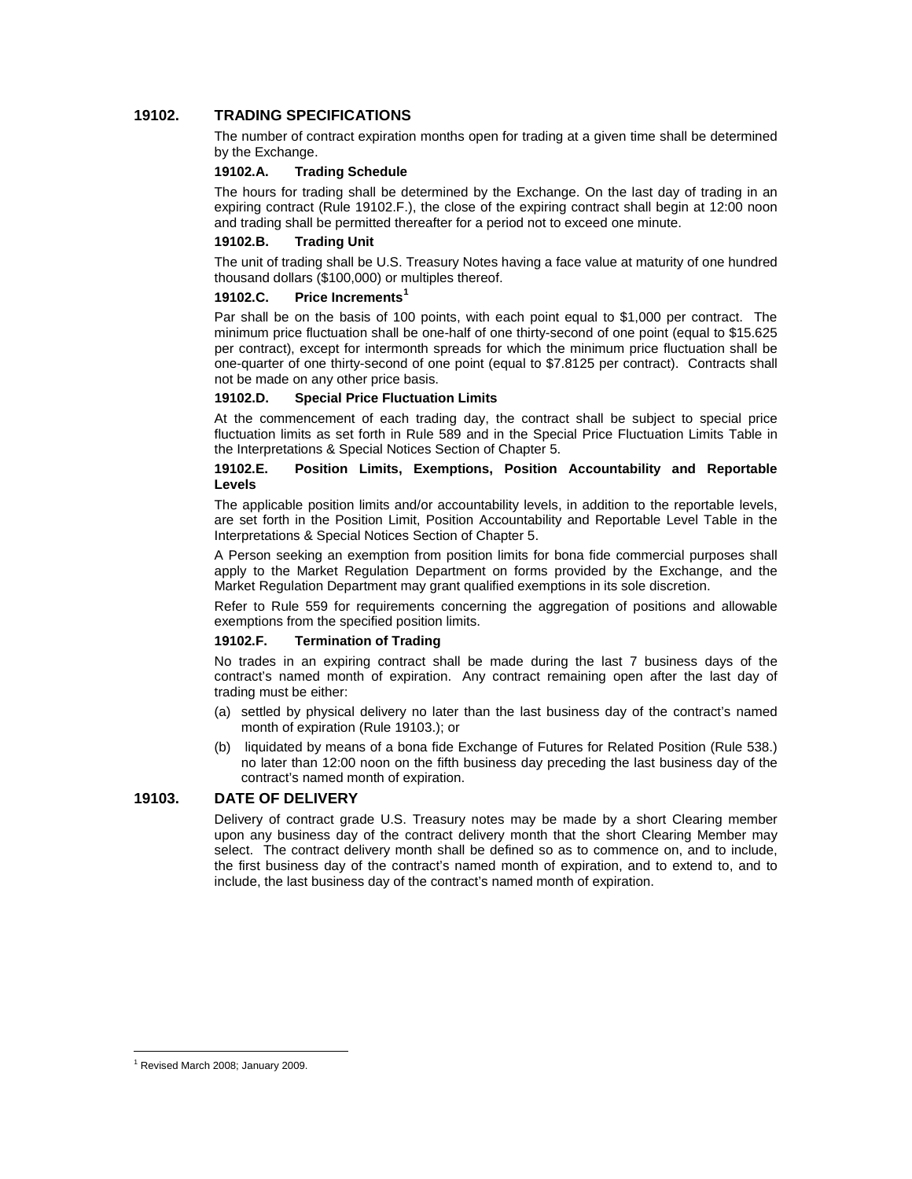## 19102. TRADING SPECIFICATIONS

The number of contract expiration months open for trading at a given time shall be determined by the Exchange.

### 19102.A. Trading Schedule

The hours for trading shall be determined by the Exchange. On the last day of trading in an expiring contract (Rule 19102.F.), the close of the expiring contract shall begin at 12:00 noon and trading shall be permitted thereafter for a period not to exceed one minute.

### 19102.B. Trading Unit

The unit of trading shall be U.S. Treasury Notes having a face value at maturity of one hundred thousand dollars ($100,000) or multiples thereof.

### 19102.C. Price Increments[1]

Par shall be on the basis of 100 points, with each point equal to $1,000 per contract. The minimum price fluctuation shall be one-half of one thirty-second of one point (equal to $15.625 per contract), except for intermonth spreads for which the minimum price fluctuation shall be one-quarter of one thirty-second of one point (equal to $7.8125 per contract). Contracts shall not be made on any other price basis.

### 19102.D. Special Price Fluctuation Limits

At the commencement of each trading day, the contract shall be subject to special price fluctuation limits as set forth in Rule 589 and in the Special Price Fluctuation Limits Table in the Interpretations & Special Notices Section of Chapter 5.

### 19102.E. Position Limits, Exemptions, Position Accountability and Reportable Levels

The applicable position limits and/or accountability levels, in addition to the reportable levels, are set forth in the Position Limit, Position Accountability and Reportable Level Table in the Interpretations & Special Notices Section of Chapter 5.

A Person seeking an exemption from position limits for bona fide commercial purposes shall apply to the Market Regulation Department on forms provided by the Exchange, and the Market Regulation Department may grant qualified exemptions in its sole discretion.

Refer to Rule 559 for requirements concerning the aggregation of positions and allowable exemptions from the specified position limits.

### 19102.F. Termination of Trading

No trades in an expiring contract shall be made during the last 7 business days of the contract's named month of expiration. Any contract remaining open after the last day of trading must be either:

(a) settled by physical delivery no later than the last business day of the contract's named month of expiration (Rule 19103.); or

(b) liquidated by means of a bona fide Exchange of Futures for Related Position (Rule 538.) no later than 12:00 noon on the fifth business day preceding the last business day of the contract's named month of expiration.

## 19103. DATE OF DELIVERY

Delivery of contract grade U.S. Treasury notes may be made by a short Clearing member upon any business day of the contract delivery month that the short Clearing Member may select. The contract delivery month shall be defined so as to commence on, and to include, the first business day of the contract's named month of expiration, and to extend to, and to include, the last business day of the contract's named month of expiration.

[1] Revised March 2008; January 2009.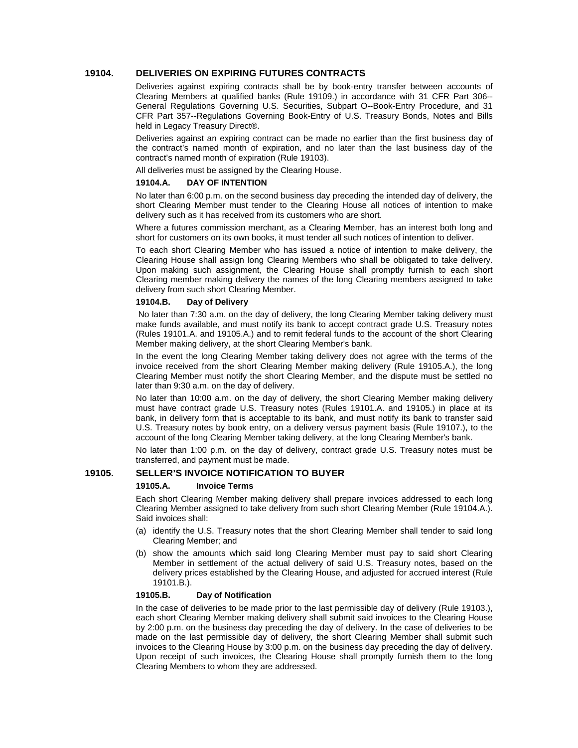## 19104. DELIVERIES ON EXPIRING FUTURES CONTRACTS

Deliveries against expiring contracts shall be by book-entry transfer between accounts of Clearing Members at qualified banks (Rule 19109.) in accordance with 31 CFR Part 306--General Regulations Governing U.S. Securities, Subpart O--Book-Entry Procedure, and 31 CFR Part 357--Regulations Governing Book-Entry of U.S. Treasury Bonds, Notes and Bills held in Legacy Treasury Direct®.

Deliveries against an expiring contract can be made no earlier than the first business day of the contract's named month of expiration, and no later than the last business day of the contract's named month of expiration (Rule 19103).

All deliveries must be assigned by the Clearing House.

### 19104.A. DAY OF INTENTION

No later than 6:00 p.m. on the second business day preceding the intended day of delivery, the short Clearing Member must tender to the Clearing House all notices of intention to make delivery such as it has received from its customers who are short.

Where a futures commission merchant, as a Clearing Member, has an interest both long and short for customers on its own books, it must tender all such notices of intention to deliver.

To each short Clearing Member who has issued a notice of intention to make delivery, the Clearing House shall assign long Clearing Members who shall be obligated to take delivery. Upon making such assignment, the Clearing House shall promptly furnish to each short Clearing member making delivery the names of the long Clearing members assigned to take delivery from such short Clearing Member.

### 19104.B. Day of Delivery

No later than 7:30 a.m. on the day of delivery, the long Clearing Member taking delivery must make funds available, and must notify its bank to accept contract grade U.S. Treasury notes (Rules 19101.A. and 19105.A.) and to remit federal funds to the account of the short Clearing Member making delivery, at the short Clearing Member's bank.

In the event the long Clearing Member taking delivery does not agree with the terms of the invoice received from the short Clearing Member making delivery (Rule 19105.A.), the long Clearing Member must notify the short Clearing Member, and the dispute must be settled no later than 9:30 a.m. on the day of delivery.

No later than 10:00 a.m. on the day of delivery, the short Clearing Member making delivery must have contract grade U.S. Treasury notes (Rules 19101.A. and 19105.) in place at its bank, in delivery form that is acceptable to its bank, and must notify its bank to transfer said U.S. Treasury notes by book entry, on a delivery versus payment basis (Rule 19107.), to the account of the long Clearing Member taking delivery, at the long Clearing Member's bank.

No later than 1:00 p.m. on the day of delivery, contract grade U.S. Treasury notes must be transferred, and payment must be made.

## 19105. SELLER'S INVOICE NOTIFICATION TO BUYER

### 19105.A. Invoice Terms

Each short Clearing Member making delivery shall prepare invoices addressed to each long Clearing Member assigned to take delivery from such short Clearing Member (Rule 19104.A.). Said invoices shall:

(a) identify the U.S. Treasury notes that the short Clearing Member shall tender to said long Clearing Member; and

(b) show the amounts which said long Clearing Member must pay to said short Clearing Member in settlement of the actual delivery of said U.S. Treasury notes, based on the delivery prices established by the Clearing House, and adjusted for accrued interest (Rule 19101.B.).

### 19105.B. Day of Notification

In the case of deliveries to be made prior to the last permissible day of delivery (Rule 19103.), each short Clearing Member making delivery shall submit said invoices to the Clearing House by 2:00 p.m. on the business day preceding the day of delivery. In the case of deliveries to be made on the last permissible day of delivery, the short Clearing Member shall submit such invoices to the Clearing House by 3:00 p.m. on the business day preceding the day of delivery. Upon receipt of such invoices, the Clearing House shall promptly furnish them to the long Clearing Members to whom they are addressed.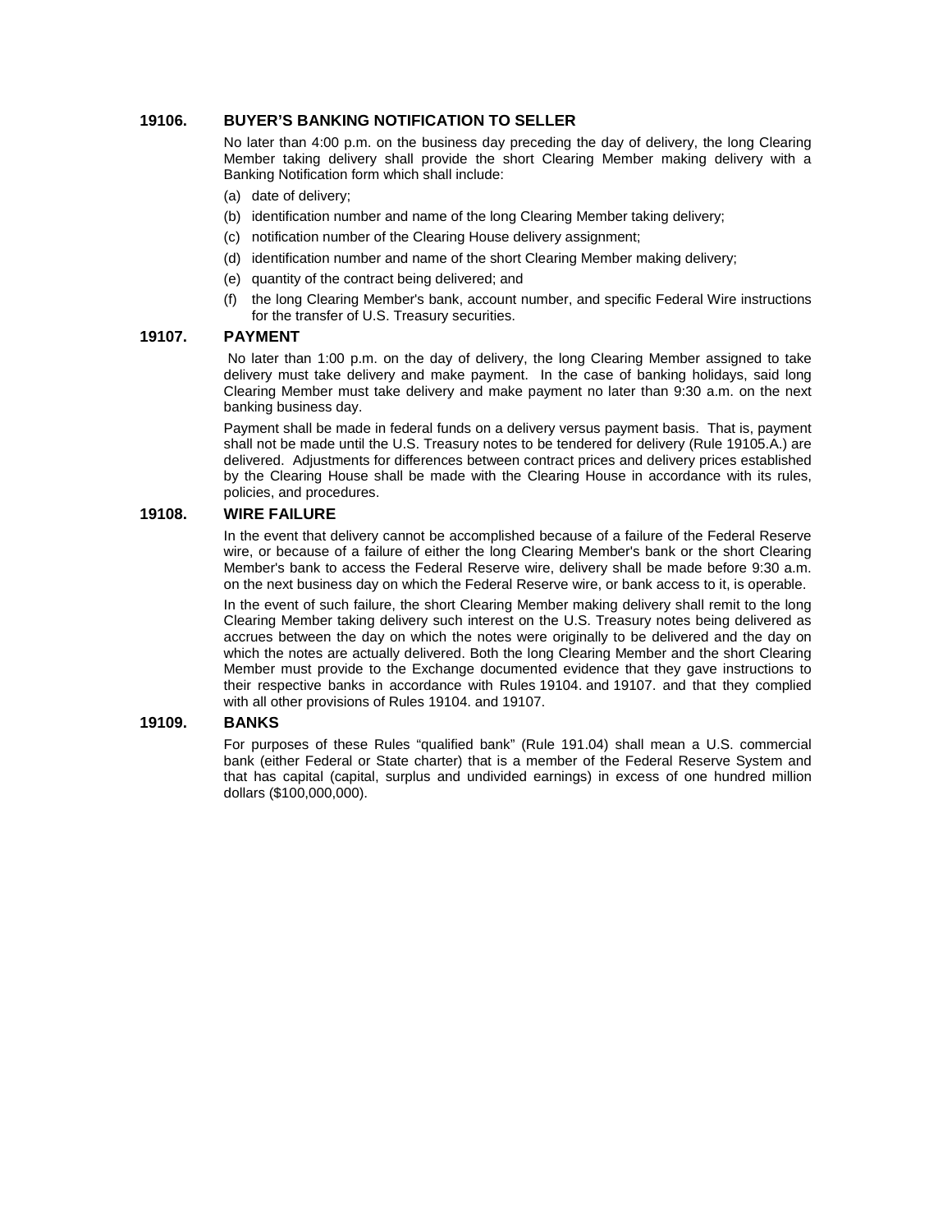### 19106. BUYER'S BANKING NOTIFICATION TO SELLER

No later than 4:00 p.m. on the business day preceding the day of delivery, the long Clearing Member taking delivery shall provide the short Clearing Member making delivery with a Banking Notification form which shall include:

(a) date of delivery;

(b) identification number and name of the long Clearing Member taking delivery;

(c) notification number of the Clearing House delivery assignment;

(d) identification number and name of the short Clearing Member making delivery;

(e) quantity of the contract being delivered; and

(f) the long Clearing Member's bank, account number, and specific Federal Wire instructions for the transfer of U.S. Treasury securities.

### 19107. PAYMENT

No later than 1:00 p.m. on the day of delivery, the long Clearing Member assigned to take delivery must take delivery and make payment. In the case of banking holidays, said long Clearing Member must take delivery and make payment no later than 9:30 a.m. on the next banking business day.

Payment shall be made in federal funds on a delivery versus payment basis. That is, payment shall not be made until the U.S. Treasury notes to be tendered for delivery (Rule 19105.A.) are delivered. Adjustments for differences between contract prices and delivery prices established by the Clearing House shall be made with the Clearing House in accordance with its rules, policies, and procedures.

### 19108. WIRE FAILURE

In the event that delivery cannot be accomplished because of a failure of the Federal Reserve wire, or because of a failure of either the long Clearing Member's bank or the short Clearing Member's bank to access the Federal Reserve wire, delivery shall be made before 9:30 a.m. on the next business day on which the Federal Reserve wire, or bank access to it, is operable.

In the event of such failure, the short Clearing Member making delivery shall remit to the long Clearing Member taking delivery such interest on the U.S. Treasury notes being delivered as accrues between the day on which the notes were originally to be delivered and the day on which the notes are actually delivered. Both the long Clearing Member and the short Clearing Member must provide to the Exchange documented evidence that they gave instructions to their respective banks in accordance with Rules 19104. and 19107. and that they complied with all other provisions of Rules 19104. and 19107.

### 19109. BANKS

For purposes of these Rules "qualified bank" (Rule 191.04) shall mean a U.S. commercial bank (either Federal or State charter) that is a member of the Federal Reserve System and that has capital (capital, surplus and undivided earnings) in excess of one hundred million dollars ($100,000,000).